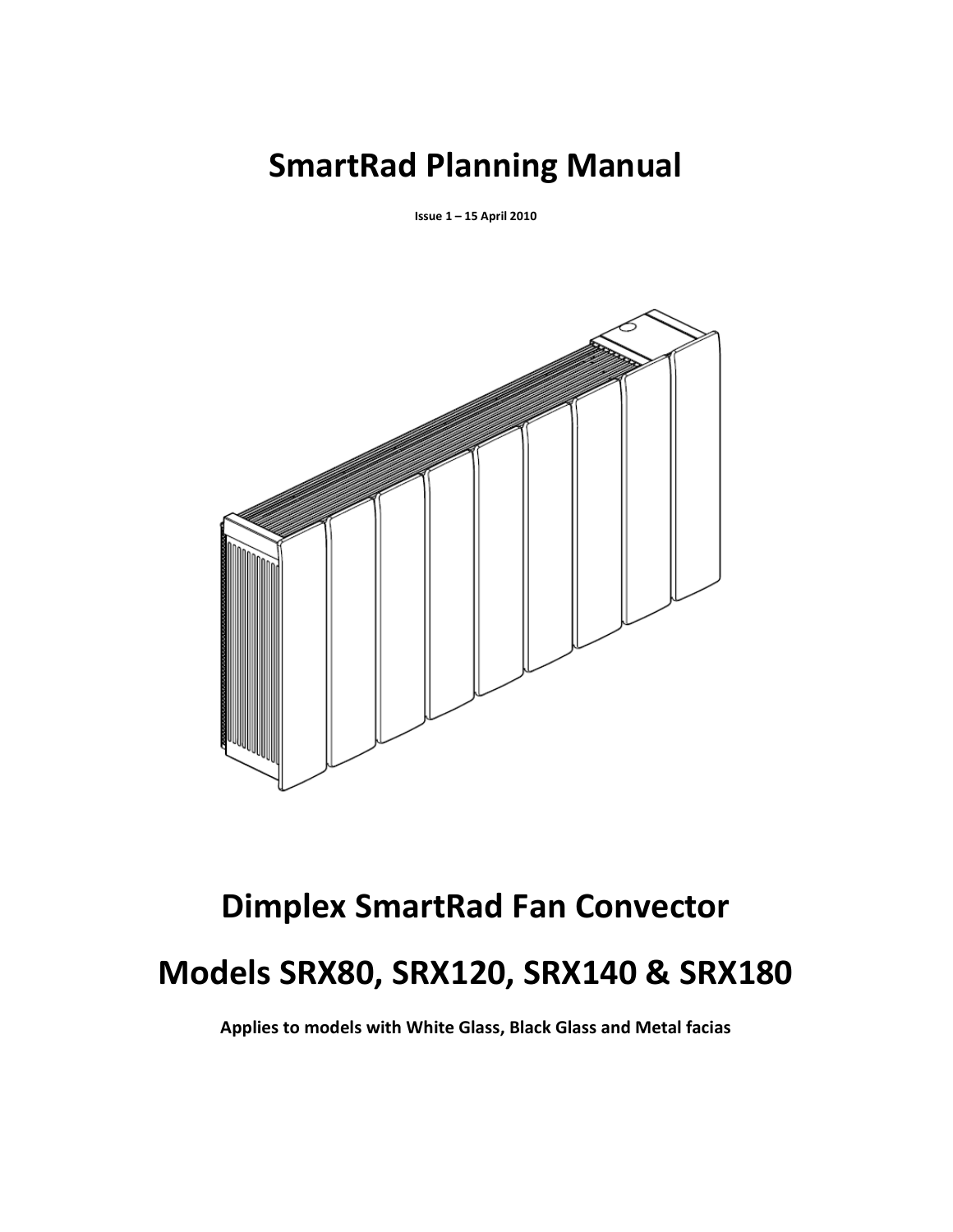# SmartRad Planning Manual

**Issue 1 – 15 April 2010**

# Dimplex SmartRad Fan Convector

# Models SRX80, SRX120, SRX140 & SRX180

**Applies to models with White Glass, Black Glass and Metal facias**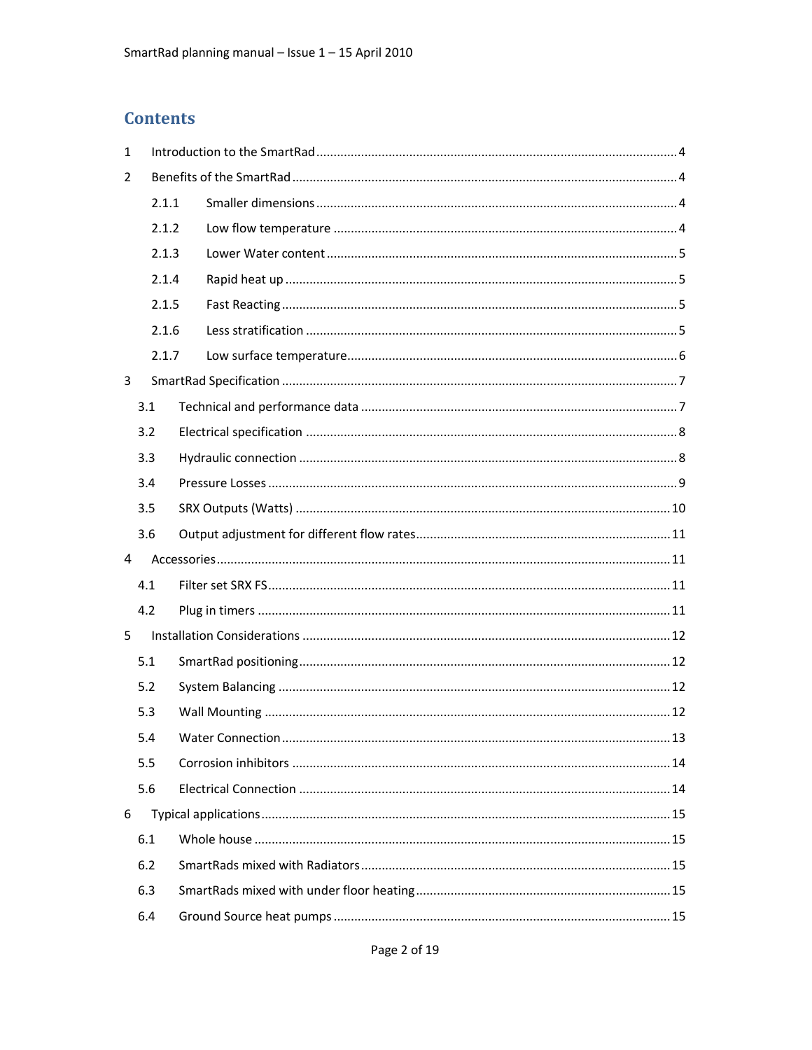# Contents

1 Introduction to the SmartRad ........ 4

2 Benefits of the SmartRad ........ 4

- 2.1.1 Smaller dimensions ........ 4
- 2.1.2 Low flow temperature ........ 4
- 2.1.3 Lower Water content ........ 5
- 2.1.4 Rapid heat up ........ 5
- 2.1.5 Fast Reacting ........ 5
- 2.1.6 Less stratification ........ 5
- 2.1.7 Low surface temperature ........ 6

3 SmartRad Specification ........ 7

- 3.1 Technical and performance data ........ 7
- 3.2 Electrical specification ........ 8
- 3.3 Hydraulic connection ........ 8
- 3.4 Pressure Losses ........ 9
- 3.5 SRX Outputs (Watts) ........ 10
- 3.6 Output adjustment for different flow rates ........ 11

4 Accessories ........ 11

- 4.1 Filter set SRX FS ........ 11
- 4.2 Plug in timers ........ 11

5 Installation Considerations ........ 12

- 5.1 SmartRad positioning ........ 12
- 5.2 System Balancing ........ 12
- 5.3 Wall Mounting ........ 12
- 5.4 Water Connection ........ 13
- 5.5 Corrosion inhibitors ........ 14
- 5.6 Electrical Connection ........ 14

6 Typical applications ........ 15

- 6.1 Whole house ........ 15
- 6.2 SmartRads mixed with Radiators ........ 15
- 6.3 SmartRads mixed with under floor heating ........ 15
- 6.4 Ground Source heat pumps ........ 15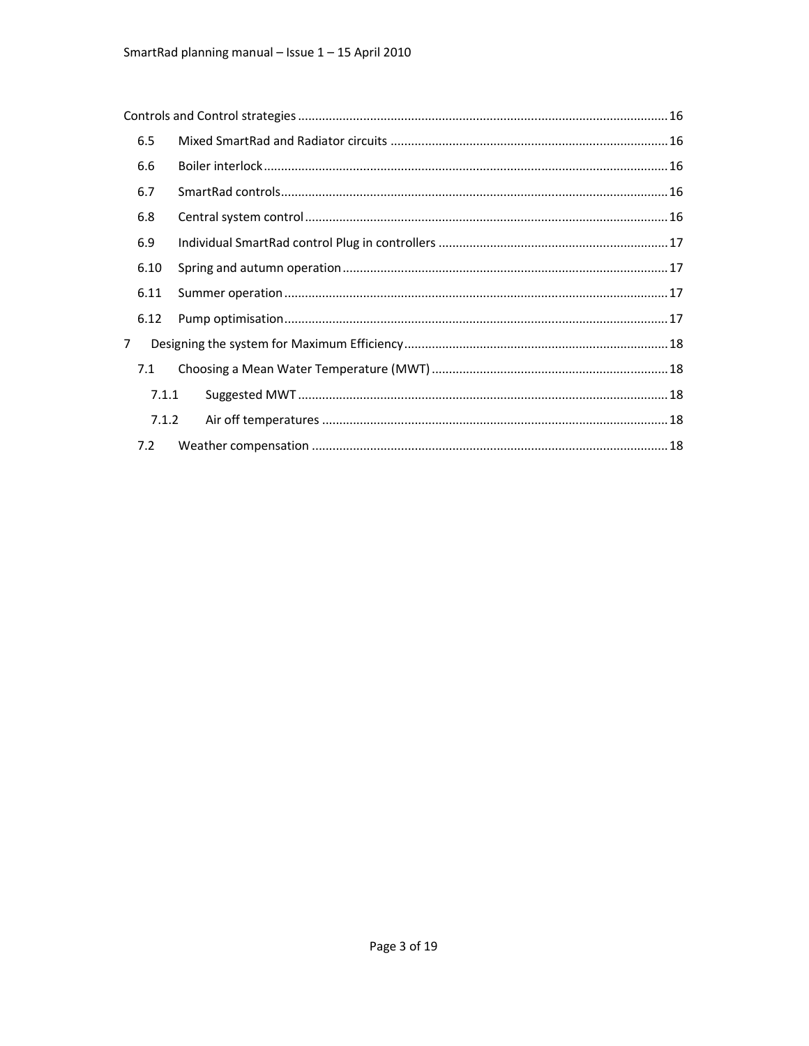Controls and Control strategies ........ 16

- 6.5 Mixed SmartRad and Radiator circuits ........ 16
- 6.6 Boiler interlock ........ 16
- 6.7 SmartRad controls ........ 16
- 6.8 Central system control ........ 16
- 6.9 Individual SmartRad control Plug in controllers ........ 17
- 6.10 Spring and autumn operation ........ 17
- 6.11 Summer operation ........ 17
- 6.12 Pump optimisation ........ 17

7 Designing the system for Maximum Efficiency ........ 18

- 7.1 Choosing a Mean Water Temperature (MWT) ........ 18
  - 7.1.1 Suggested MWT ........ 18
  - 7.1.2 Air off temperatures ........ 18
- 7.2 Weather compensation ........ 18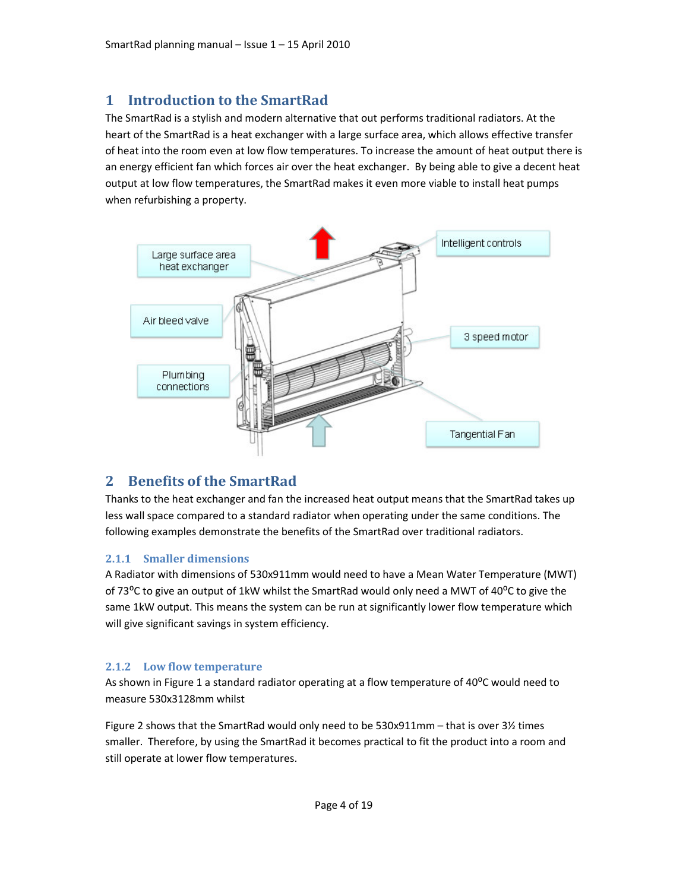# 1 Introduction to the SmartRad

The SmartRad is a stylish and modern alternative that out performs traditional radiators. At the heart of the SmartRad is a heat exchanger with a large surface area, which allows effective transfer of heat into the room even at low flow temperatures. To increase the amount of heat output there is an energy efficient fan which forces air over the heat exchanger. By being able to give a decent heat output at low flow temperatures, the SmartRad makes it even more viable to install heat pumps when refurbishing a property.

# 2 Benefits of the SmartRad

Thanks to the heat exchanger and fan the increased heat output means that the SmartRad takes up less wall space compared to a standard radiator when operating under the same conditions. The following examples demonstrate the benefits of the SmartRad over traditional radiators.

### 2.1.1 Smaller dimensions

A Radiator with dimensions of 530x911mm would need to have a Mean Water Temperature (MWT) of 73$^o$C to give an output of 1kW whilst the SmartRad would only need a MWT of 40$^o$C to give the same 1kW output. This means the system can be run at significantly lower flow temperature which will give significant savings in system efficiency.

### 2.1.2 Low flow temperature

As shown in Figure 1 a standard radiator operating at a flow temperature of 40$^o$C would need to measure 530x3128mm whilst

Figure 2 shows that the SmartRad would only need to be 530x911mm – that is over 3½ times smaller. Therefore, by using the SmartRad it becomes practical to fit the product into a room and still operate at lower flow temperatures.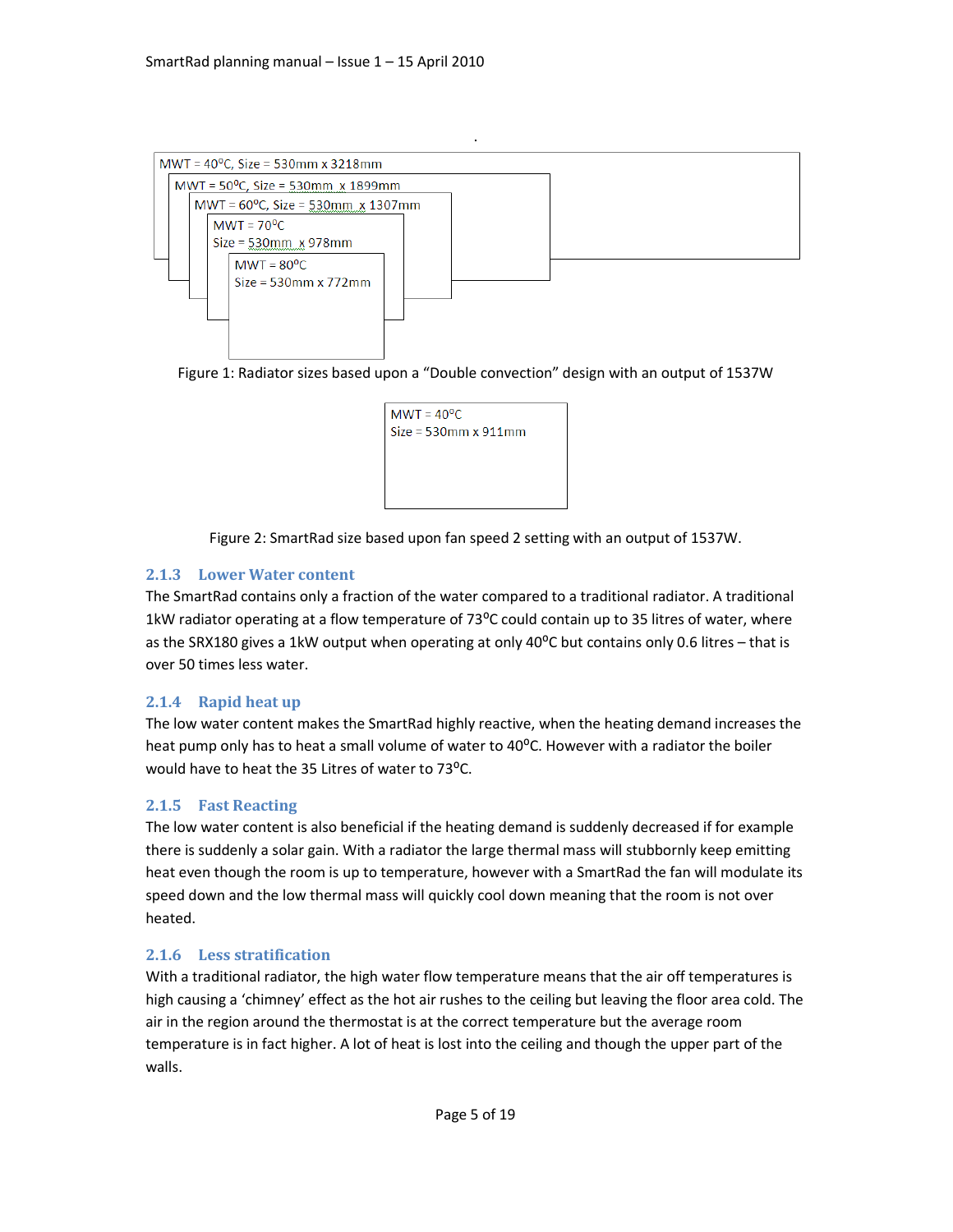MWT = 40°C, Size = 530mm x 3218mm

MWT = 50°C, Size = 530mm x 1899mm

MWT = 60°C, Size = 530mm x 1307mm

MWT = 70°C
Size = 530mm x 978mm

MWT = 80°C
Size = 530mm x 772mm

Figure 1: Radiator sizes based upon a "Double convection" design with an output of 1537W

MWT = 40°C
Size = 530mm x 911mm

Figure 2: SmartRad size based upon fan speed 2 setting with an output of 1537W.

### 2.1.3 Lower Water content

The SmartRad contains only a fraction of the water compared to a traditional radiator. A traditional 1kW radiator operating at a flow temperature of 73°C could contain up to 35 litres of water, where as the SRX180 gives a 1kW output when operating at only 40°C but contains only 0.6 litres – that is over 50 times less water.

### 2.1.4 Rapid heat up

The low water content makes the SmartRad highly reactive, when the heating demand increases the heat pump only has to heat a small volume of water to 40°C. However with a radiator the boiler would have to heat the 35 Litres of water to 73°C.

### 2.1.5 Fast Reacting

The low water content is also beneficial if the heating demand is suddenly decreased if for example there is suddenly a solar gain. With a radiator the large thermal mass will stubbornly keep emitting heat even though the room is up to temperature, however with a SmartRad the fan will modulate its speed down and the low thermal mass will quickly cool down meaning that the room is not over heated.

### 2.1.6 Less stratification

With a traditional radiator, the high water flow temperature means that the air off temperatures is high causing a 'chimney' effect as the hot air rushes to the ceiling but leaving the floor area cold. The air in the region around the thermostat is at the correct temperature but the average room temperature is in fact higher. A lot of heat is lost into the ceiling and though the upper part of the walls.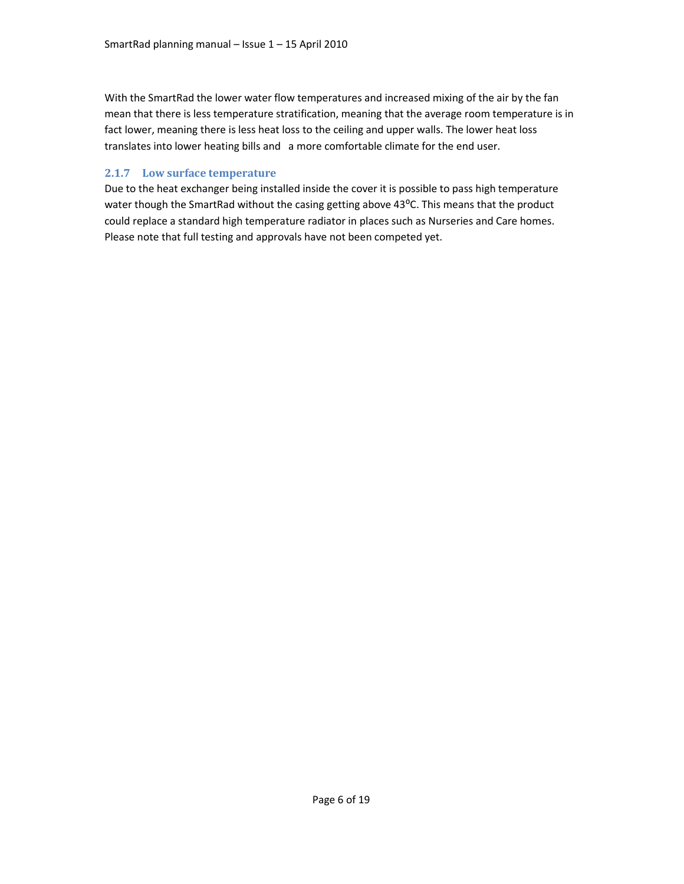With the SmartRad the lower water flow temperatures and increased mixing of the air by the fan mean that there is less temperature stratification, meaning that the average room temperature is in fact lower, meaning there is less heat loss to the ceiling and upper walls. The lower heat loss translates into lower heating bills and a more comfortable climate for the end user.

### 2.1.7 Low surface temperature

Due to the heat exchanger being installed inside the cover it is possible to pass high temperature water though the SmartRad without the casing getting above 43$^{o}$C. This means that the product could replace a standard high temperature radiator in places such as Nurseries and Care homes. Please note that full testing and approvals have not been competed yet.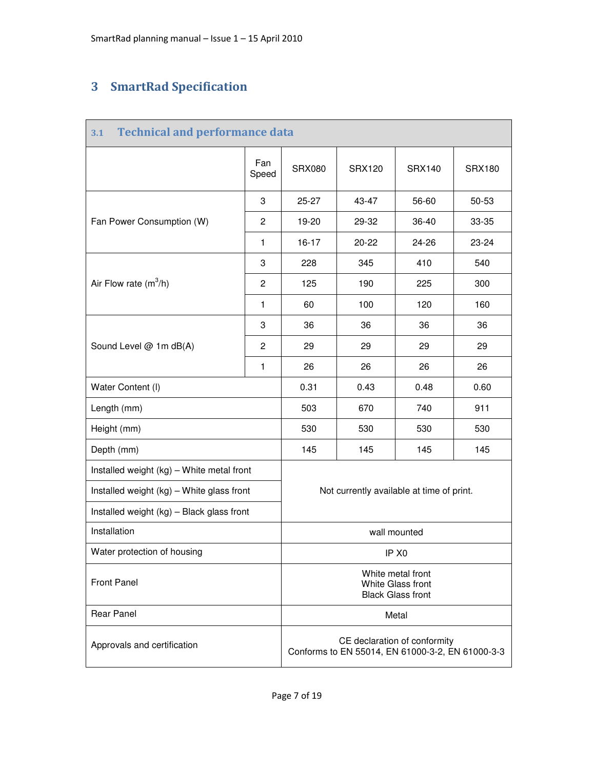# 3 SmartRad Specification

## 3.1 Technical and performance data

| | Fan Speed | SRX080 | SRX120 | SRX140 | SRX180 |
|---|---|---|---|---|---|
| Fan Power Consumption (W) | 3 | 25-27 | 43-47 | 56-60 | 50-53 |
| | 2 | 19-20 | 29-32 | 36-40 | 33-35 |
| | 1 | 16-17 | 20-22 | 24-26 | 23-24 |
| Air Flow rate ($m^3$/h) | 3 | 228 | 345 | 410 | 540 |
| | 2 | 125 | 190 | 225 | 300 |
| | 1 | 60 | 100 | 120 | 160 |
| Sound Level @ 1m dB(A) | 3 | 36 | 36 | 36 | 36 |
| | 2 | 29 | 29 | 29 | 29 |
| | 1 | 26 | 26 | 26 | 26 |
| Water Content (l) | | 0.31 | 0.43 | 0.48 | 0.60 |
| Length (mm) | | 503 | 670 | 740 | 911 |
| Height (mm) | | 530 | 530 | 530 | 530 |
| Depth (mm) | | 145 | 145 | 145 | 145 |
| Installed weight (kg) – White metal front | | Not currently available at time of print. | | | |
| Installed weight (kg) – White glass front | | | | | |
| Installed weight (kg) – Black glass front | | | | | |
| Installation | | wall mounted | | | |
| Water protection of housing | | IP X0 | | | |
| Front Panel | | White metal front<br>White Glass front<br>Black Glass front | | | |
| Rear Panel | | Metal | | | |
| Approvals and certification | | CE declaration of conformity<br>Conforms to EN 55014, EN 61000-3-2, EN 61000-3-3 | | | |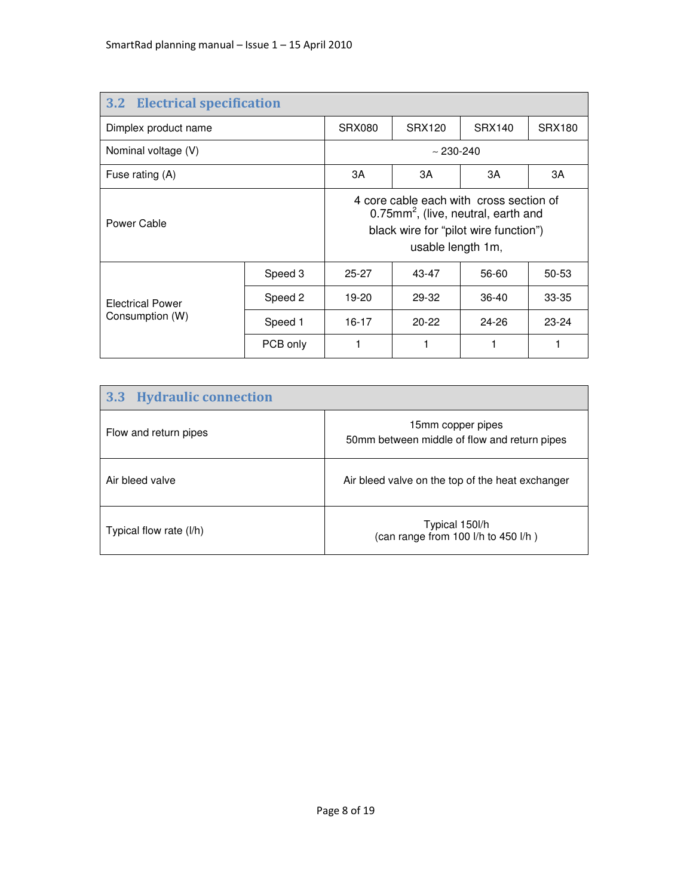## 3.2 Electrical specification

| Dimplex product name | | SRX080 | SRX120 | SRX140 | SRX180 |
|---|---|---|---|---|---|
| Nominal voltage (V) | | ~ 230-240 | | | |
| Fuse rating (A) | | 3A | 3A | 3A | 3A |
| Power Cable | | 4 core cable each with cross section of 0.75mm$^2$, (live, neutral, earth and black wire for "pilot wire function") usable length 1m, | | | |
| Electrical Power Consumption (W) | Speed 3 | 25-27 | 43-47 | 56-60 | 50-53 |
| | Speed 2 | 19-20 | 29-32 | 36-40 | 33-35 |
| | Speed 1 | 16-17 | 20-22 | 24-26 | 23-24 |
| | PCB only | 1 | 1 | 1 | 1 |

## 3.3 Hydraulic connection

| | |
|---|---|
| Flow and return pipes | 15mm copper pipes<br>50mm between middle of flow and return pipes |
| Air bleed valve | Air bleed valve on the top of the heat exchanger |
| Typical flow rate (l/h) | Typical 150l/h<br>(can range from 100 l/h to 450 l/h ) |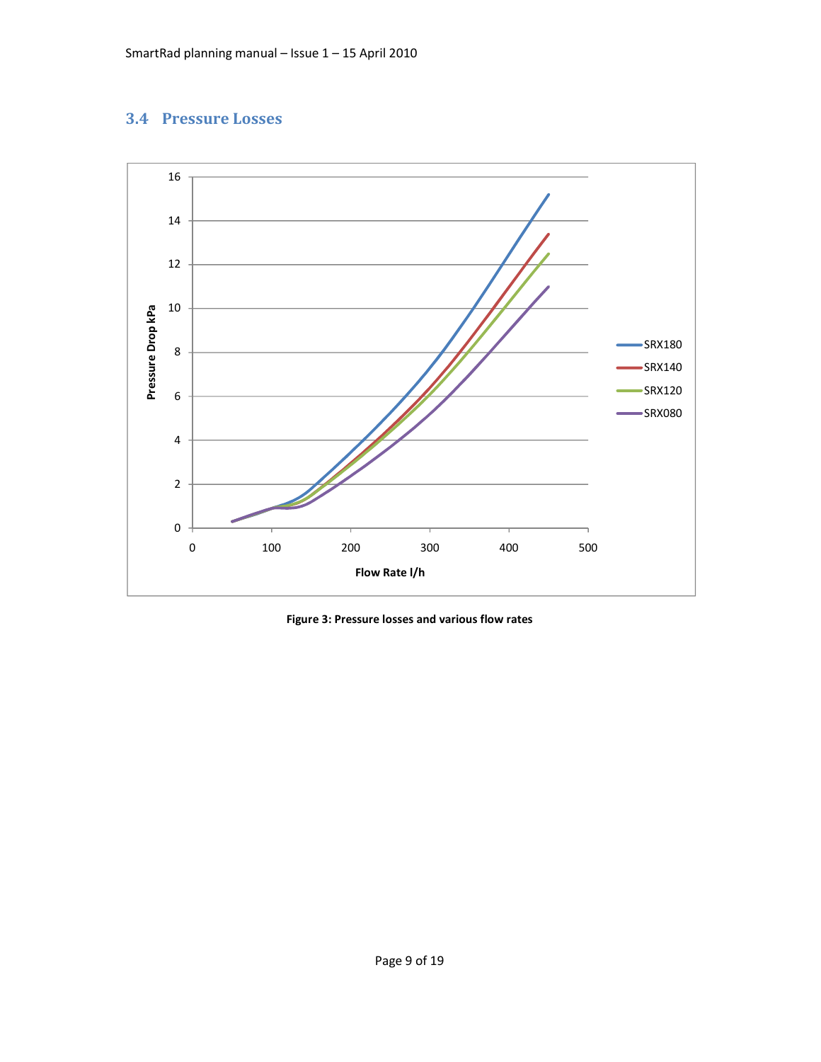## 3.4 Pressure Losses

**Figure 3: Pressure losses and various flow rates**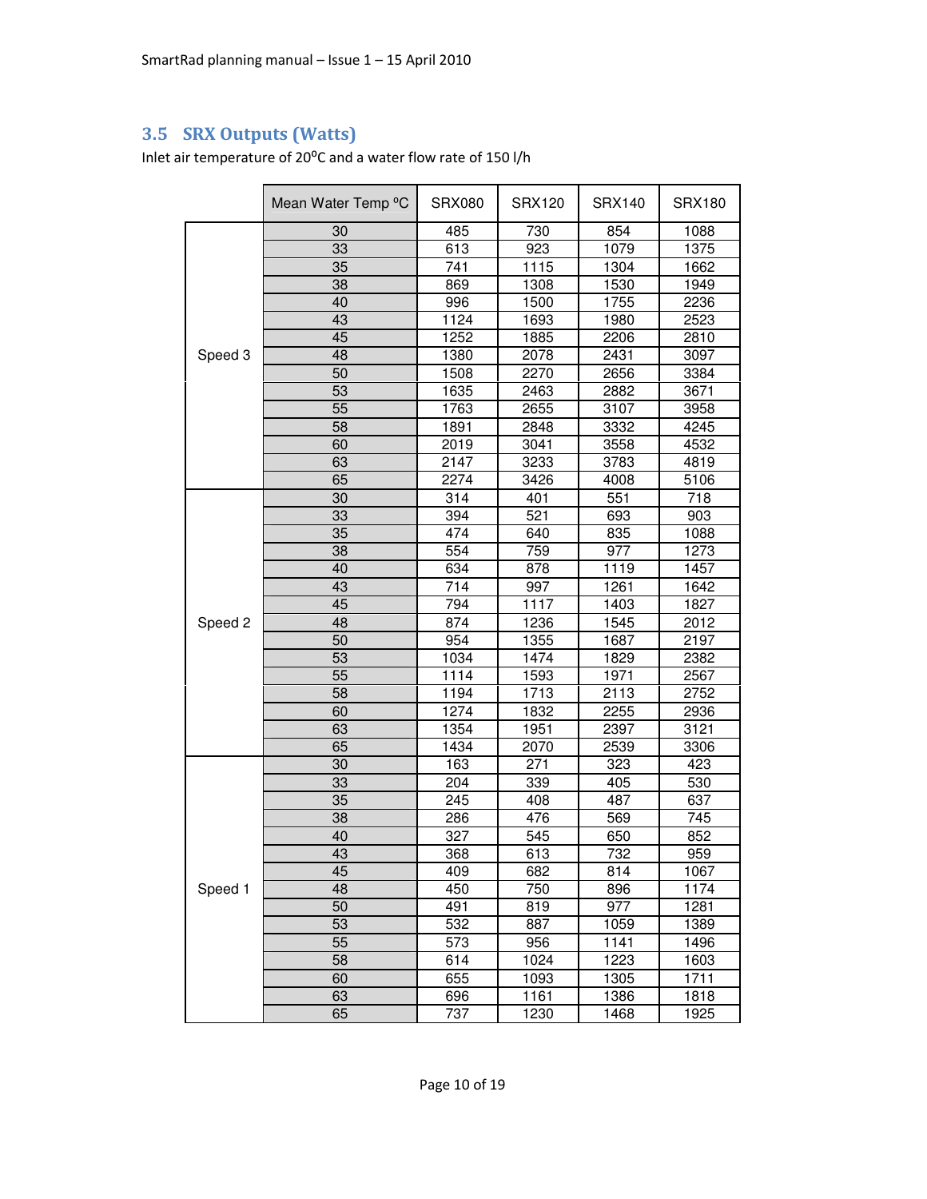## 3.5 SRX Outputs (Watts)

Inlet air temperature of 20ºC and a water flow rate of 150 l/h

| | Mean Water Temp ºC | SRX080 | SRX120 | SRX140 | SRX180 |
|---|---|---|---|---|---|
| Speed 3 | 30 | 485 | 730 | 854 | 1088 |
| | 33 | 613 | 923 | 1079 | 1375 |
| | 35 | 741 | 1115 | 1304 | 1662 |
| | 38 | 869 | 1308 | 1530 | 1949 |
| | 40 | 996 | 1500 | 1755 | 2236 |
| | 43 | 1124 | 1693 | 1980 | 2523 |
| | 45 | 1252 | 1885 | 2206 | 2810 |
| | 48 | 1380 | 2078 | 2431 | 3097 |
| | 50 | 1508 | 2270 | 2656 | 3384 |
| | 53 | 1635 | 2463 | 2882 | 3671 |
| | 55 | 1763 | 2655 | 3107 | 3958 |
| | 58 | 1891 | 2848 | 3332 | 4245 |
| | 60 | 2019 | 3041 | 3558 | 4532 |
| | 63 | 2147 | 3233 | 3783 | 4819 |
| | 65 | 2274 | 3426 | 4008 | 5106 |
| Speed 2 | 30 | 314 | 401 | 551 | 718 |
| | 33 | 394 | 521 | 693 | 903 |
| | 35 | 474 | 640 | 835 | 1088 |
| | 38 | 554 | 759 | 977 | 1273 |
| | 40 | 634 | 878 | 1119 | 1457 |
| | 43 | 714 | 997 | 1261 | 1642 |
| | 45 | 794 | 1117 | 1403 | 1827 |
| | 48 | 874 | 1236 | 1545 | 2012 |
| | 50 | 954 | 1355 | 1687 | 2197 |
| | 53 | 1034 | 1474 | 1829 | 2382 |
| | 55 | 1114 | 1593 | 1971 | 2567 |
| | 58 | 1194 | 1713 | 2113 | 2752 |
| | 60 | 1274 | 1832 | 2255 | 2936 |
| | 63 | 1354 | 1951 | 2397 | 3121 |
| | 65 | 1434 | 2070 | 2539 | 3306 |
| Speed 1 | 30 | 163 | 271 | 323 | 423 |
| | 33 | 204 | 339 | 405 | 530 |
| | 35 | 245 | 408 | 487 | 637 |
| | 38 | 286 | 476 | 569 | 745 |
| | 40 | 327 | 545 | 650 | 852 |
| | 43 | 368 | 613 | 732 | 959 |
| | 45 | 409 | 682 | 814 | 1067 |
| | 48 | 450 | 750 | 896 | 1174 |
| | 50 | 491 | 819 | 977 | 1281 |
| | 53 | 532 | 887 | 1059 | 1389 |
| | 55 | 573 | 956 | 1141 | 1496 |
| | 58 | 614 | 1024 | 1223 | 1603 |
| | 60 | 655 | 1093 | 1305 | 1711 |
| | 63 | 696 | 1161 | 1386 | 1818 |
| | 65 | 737 | 1230 | 1468 | 1925 |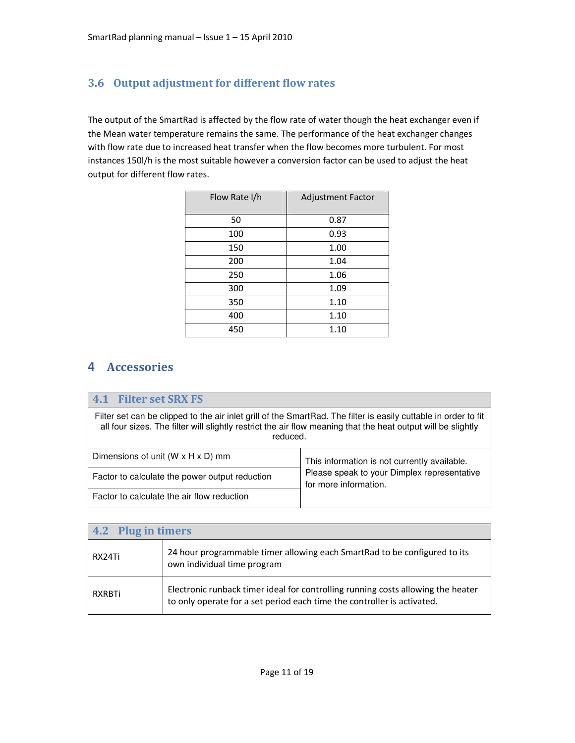### 3.6 Output adjustment for different flow rates

The output of the SmartRad is affected by the flow rate of water though the heat exchanger even if the Mean water temperature remains the same. The performance of the heat exchanger changes with flow rate due to increased heat transfer when the flow becomes more turbulent. For most instances 150l/h is the most suitable however a conversion factor can be used to adjust the heat output for different flow rates.

| Flow Rate l/h | Adjustment Factor |
|---|---|
| 50 | 0.87 |
| 100 | 0.93 |
| 150 | 1.00 |
| 200 | 1.04 |
| 250 | 1.06 |
| 300 | 1.09 |
| 350 | 1.10 |
| 400 | 1.10 |
| 450 | 1.10 |

## 4 Accessories

### 4.1 Filter set SRX FS

Filter set can be clipped to the air inlet grill of the SmartRad. The filter is easily cuttable in order to fit all four sizes. The filter will slightly restrict the air flow meaning that the heat output will be slightly reduced.

| | |
|---|---|
| Dimensions of unit (W x H x D) mm | This information is not currently available. Please speak to your Dimplex representative for more information. |
| Factor to calculate the power output reduction | |
| Factor to calculate the air flow reduction | |

### 4.2 Plug in timers

| | |
|---|---|
| RX24Ti | 24 hour programmable timer allowing each SmartRad to be configured to its own individual time program |
| RXRBTi | Electronic runback timer ideal for controlling running costs allowing the heater to only operate for a set period each time the controller is activated. |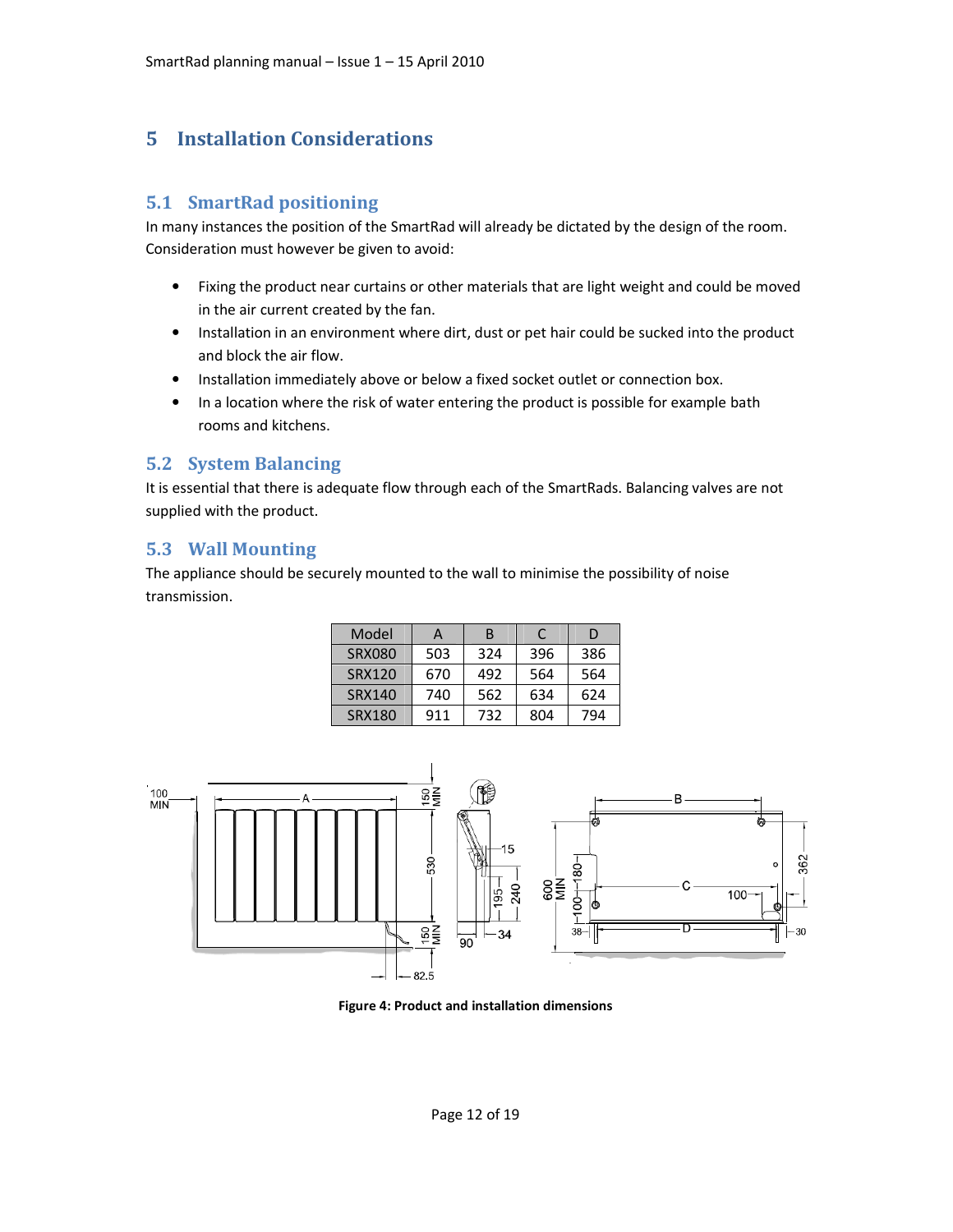# 5 Installation Considerations

## 5.1 SmartRad positioning

In many instances the position of the SmartRad will already be dictated by the design of the room. Consideration must however be given to avoid:

- Fixing the product near curtains or other materials that are light weight and could be moved in the air current created by the fan.
- Installation in an environment where dirt, dust or pet hair could be sucked into the product and block the air flow.
- Installation immediately above or below a fixed socket outlet or connection box.
- In a location where the risk of water entering the product is possible for example bath rooms and kitchens.

## 5.2 System Balancing

It is essential that there is adequate flow through each of the SmartRads. Balancing valves are not supplied with the product.

## 5.3 Wall Mounting

The appliance should be securely mounted to the wall to minimise the possibility of noise transmission.

| Model | A | B | C | D |
|---|---|---|---|---|
| SRX080 | 503 | 324 | 396 | 386 |
| SRX120 | 670 | 492 | 564 | 564 |
| SRX140 | 740 | 562 | 634 | 624 |
| SRX180 | 911 | 732 | 804 | 794 |

**Figure 4: Product and installation dimensions**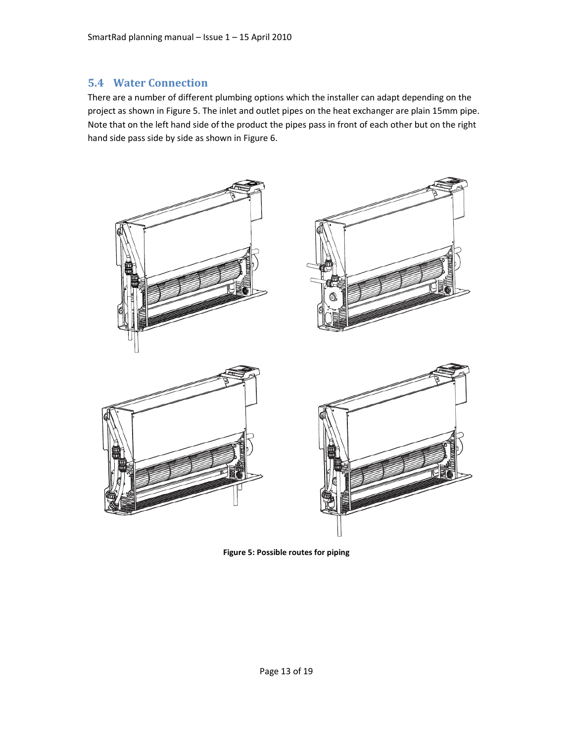## 5.4 Water Connection

There are a number of different plumbing options which the installer can adapt depending on the project as shown in Figure 5. The inlet and outlet pipes on the heat exchanger are plain 15mm pipe. Note that on the left hand side of the product the pipes pass in front of each other but on the right hand side pass side by side as shown in Figure 6.

**Figure 5: Possible routes for piping**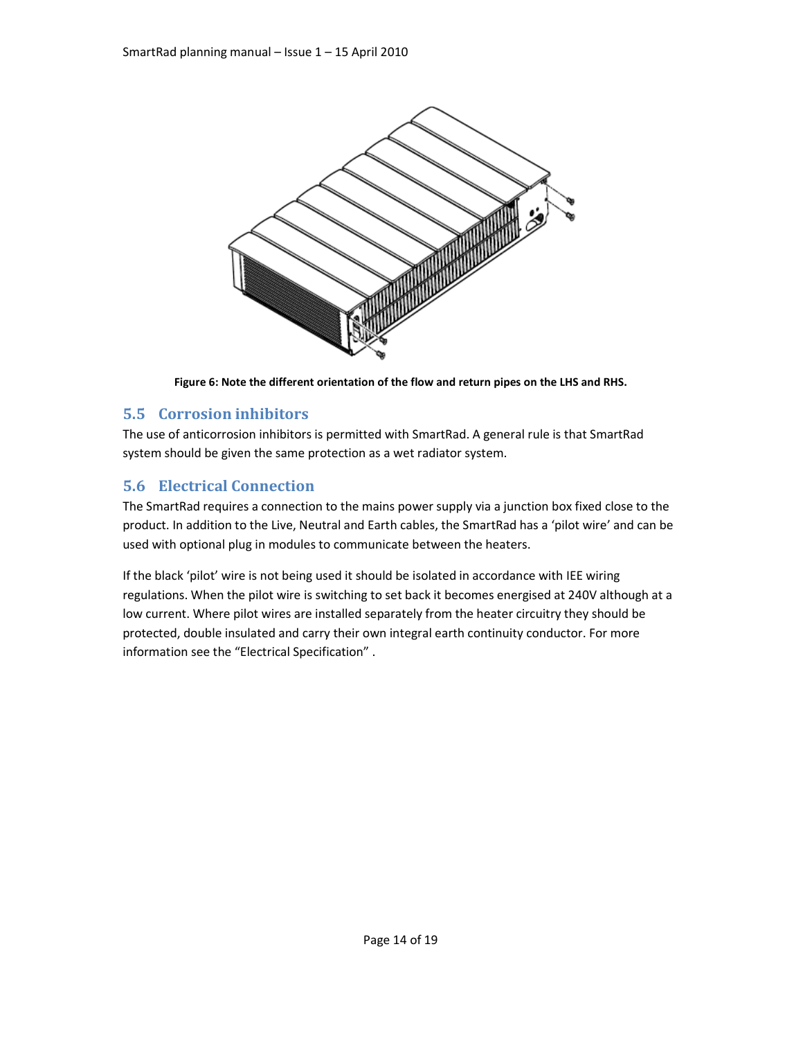**Figure 6: Note the different orientation of the flow and return pipes on the LHS and RHS.**

## 5.5 Corrosion inhibitors

The use of anticorrosion inhibitors is permitted with SmartRad. A general rule is that SmartRad system should be given the same protection as a wet radiator system.

## 5.6 Electrical Connection

The SmartRad requires a connection to the mains power supply via a junction box fixed close to the product. In addition to the Live, Neutral and Earth cables, the SmartRad has a 'pilot wire' and can be used with optional plug in modules to communicate between the heaters.

If the black 'pilot' wire is not being used it should be isolated in accordance with IEE wiring regulations. When the pilot wire is switching to set back it becomes energised at 240V although at a low current. Where pilot wires are installed separately from the heater circuitry they should be protected, double insulated and carry their own integral earth continuity conductor. For more information see the "Electrical Specification" .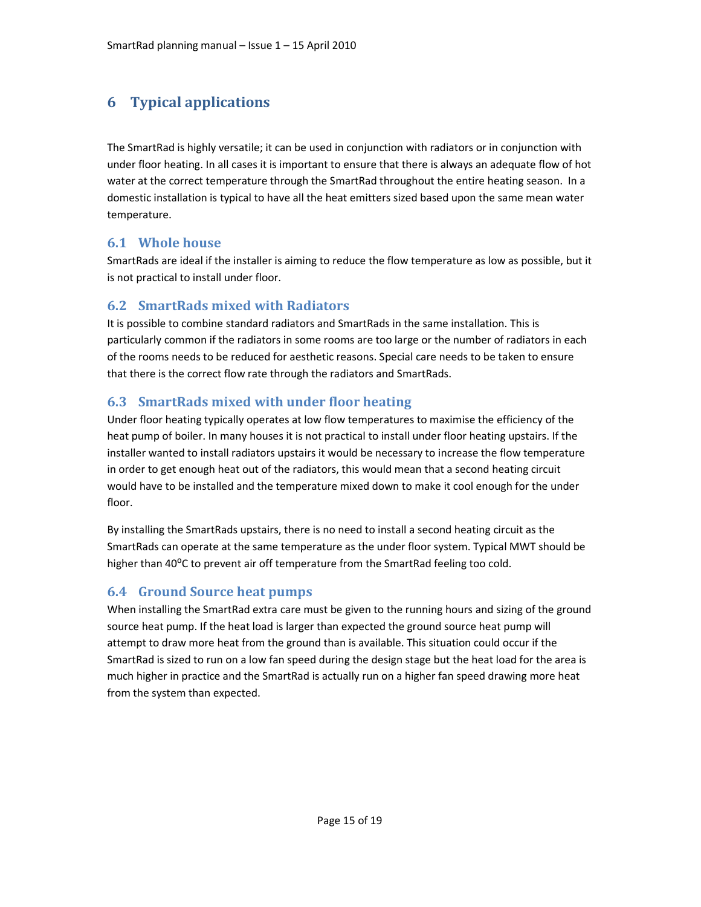# 6 Typical applications

The SmartRad is highly versatile; it can be used in conjunction with radiators or in conjunction with under floor heating. In all cases it is important to ensure that there is always an adequate flow of hot water at the correct temperature through the SmartRad throughout the entire heating season. In a domestic installation is typical to have all the heat emitters sized based upon the same mean water temperature.

## 6.1 Whole house

SmartRads are ideal if the installer is aiming to reduce the flow temperature as low as possible, but it is not practical to install under floor.

## 6.2 SmartRads mixed with Radiators

It is possible to combine standard radiators and SmartRads in the same installation. This is particularly common if the radiators in some rooms are too large or the number of radiators in each of the rooms needs to be reduced for aesthetic reasons. Special care needs to be taken to ensure that there is the correct flow rate through the radiators and SmartRads.

## 6.3 SmartRads mixed with under floor heating

Under floor heating typically operates at low flow temperatures to maximise the efficiency of the heat pump of boiler. In many houses it is not practical to install under floor heating upstairs. If the installer wanted to install radiators upstairs it would be necessary to increase the flow temperature in order to get enough heat out of the radiators, this would mean that a second heating circuit would have to be installed and the temperature mixed down to make it cool enough for the under floor.

By installing the SmartRads upstairs, there is no need to install a second heating circuit as the SmartRads can operate at the same temperature as the under floor system. Typical MWT should be higher than 40$^{o}$C to prevent air off temperature from the SmartRad feeling too cold.

## 6.4 Ground Source heat pumps

When installing the SmartRad extra care must be given to the running hours and sizing of the ground source heat pump. If the heat load is larger than expected the ground source heat pump will attempt to draw more heat from the ground than is available. This situation could occur if the SmartRad is sized to run on a low fan speed during the design stage but the heat load for the area is much higher in practice and the SmartRad is actually run on a higher fan speed drawing more heat from the system than expected.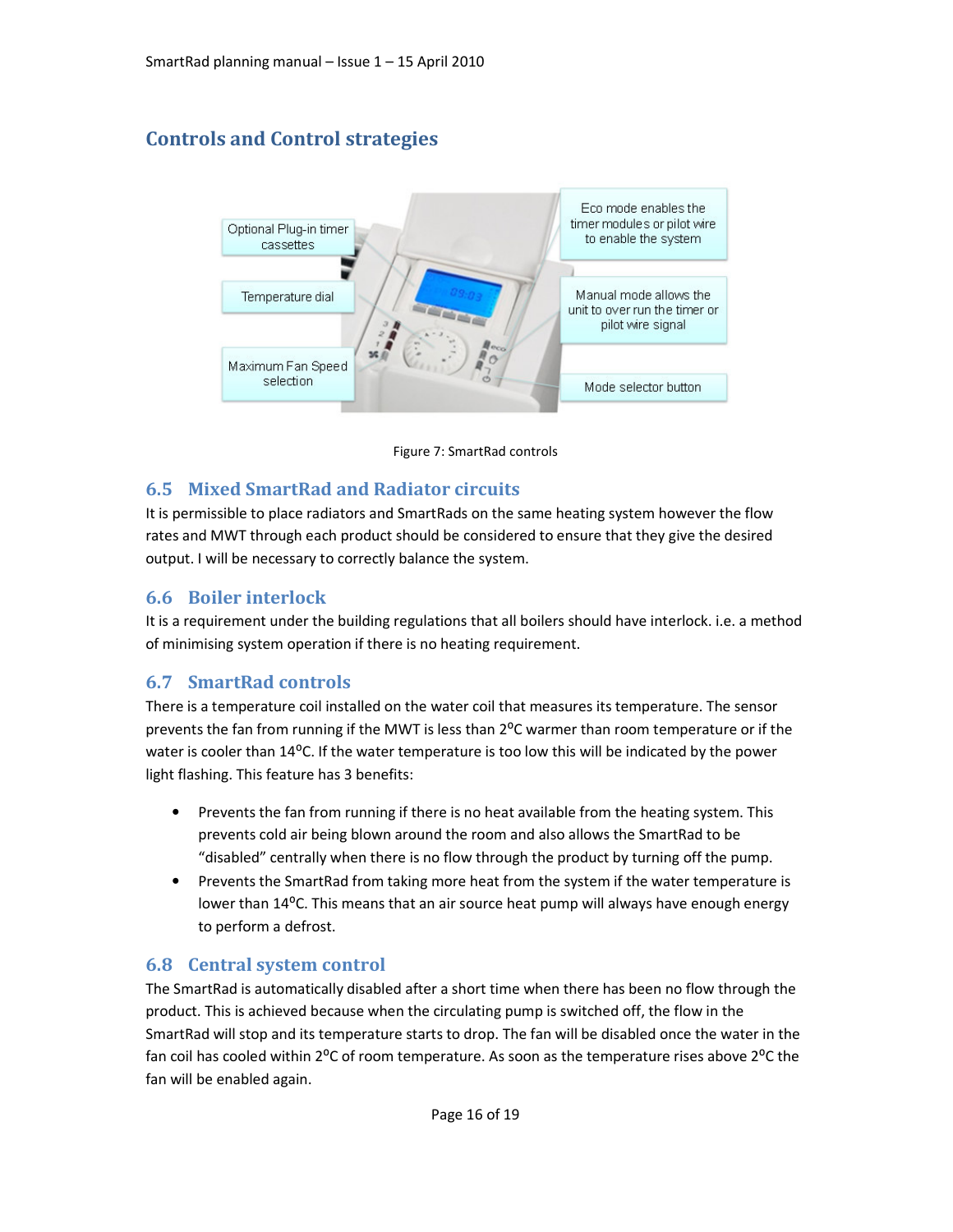## Controls and Control strategies

Figure 7: SmartRad controls

### 6.5 Mixed SmartRad and Radiator circuits

It is permissible to place radiators and SmartRads on the same heating system however the flow rates and MWT through each product should be considered to ensure that they give the desired output. I will be necessary to correctly balance the system.

### 6.6 Boiler interlock

It is a requirement under the building regulations that all boilers should have interlock. i.e. a method of minimising system operation if there is no heating requirement.

### 6.7 SmartRad controls

There is a temperature coil installed on the water coil that measures its temperature. The sensor prevents the fan from running if the MWT is less than 2$^{o}$C warmer than room temperature or if the water is cooler than 14$^{o}$C. If the water temperature is too low this will be indicated by the power light flashing. This feature has 3 benefits:

- Prevents the fan from running if there is no heat available from the heating system. This prevents cold air being blown around the room and also allows the SmartRad to be "disabled" centrally when there is no flow through the product by turning off the pump.
- Prevents the SmartRad from taking more heat from the system if the water temperature is lower than 14$^{o}$C. This means that an air source heat pump will always have enough energy to perform a defrost.

### 6.8 Central system control

The SmartRad is automatically disabled after a short time when there has been no flow through the product. This is achieved because when the circulating pump is switched off, the flow in the SmartRad will stop and its temperature starts to drop. The fan will be disabled once the water in the fan coil has cooled within 2$^{o}$C of room temperature. As soon as the temperature rises above 2$^{o}$C the fan will be enabled again.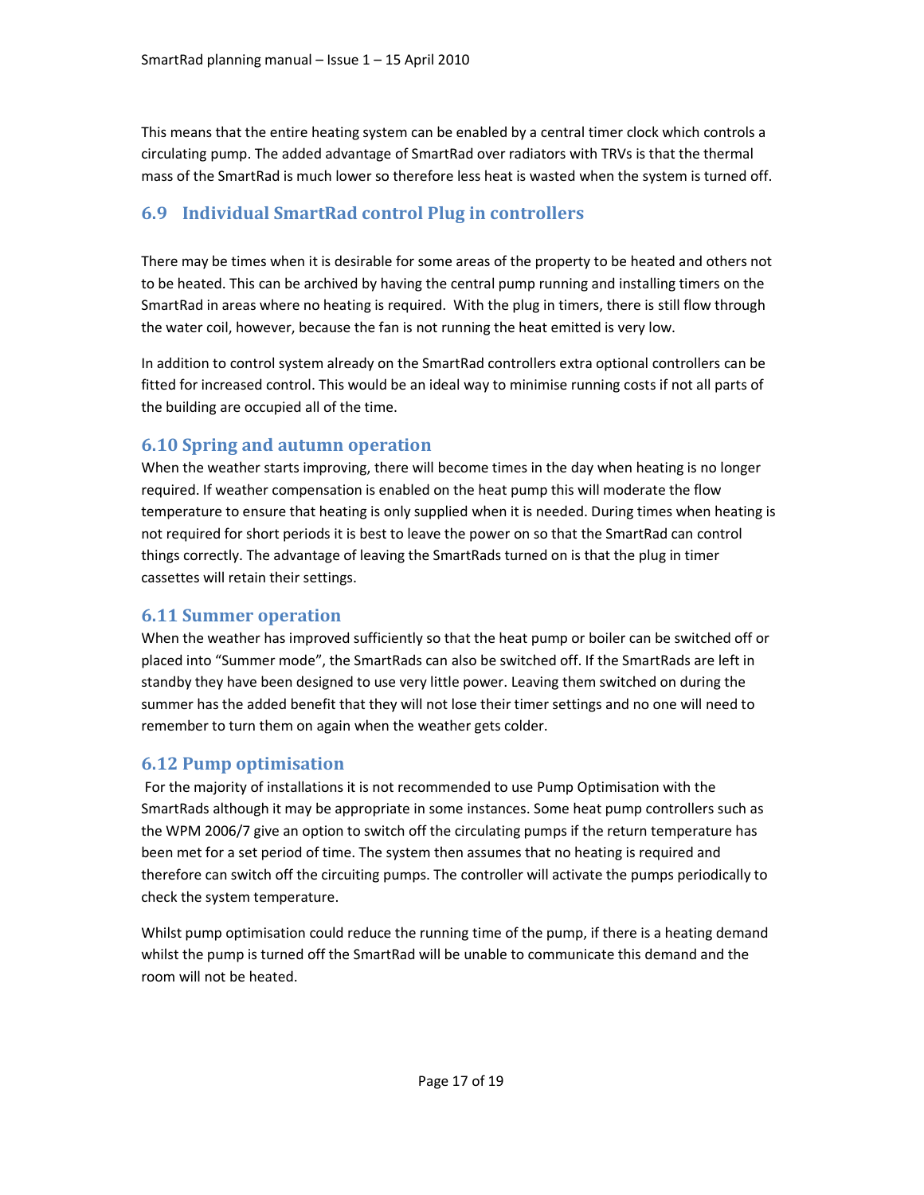This means that the entire heating system can be enabled by a central timer clock which controls a circulating pump. The added advantage of SmartRad over radiators with TRVs is that the thermal mass of the SmartRad is much lower so therefore less heat is wasted when the system is turned off.

## 6.9 Individual SmartRad control Plug in controllers

There may be times when it is desirable for some areas of the property to be heated and others not to be heated. This can be archived by having the central pump running and installing timers on the SmartRad in areas where no heating is required. With the plug in timers, there is still flow through the water coil, however, because the fan is not running the heat emitted is very low.

In addition to control system already on the SmartRad controllers extra optional controllers can be fitted for increased control. This would be an ideal way to minimise running costs if not all parts of the building are occupied all of the time.

## 6.10 Spring and autumn operation

When the weather starts improving, there will become times in the day when heating is no longer required. If weather compensation is enabled on the heat pump this will moderate the flow temperature to ensure that heating is only supplied when it is needed. During times when heating is not required for short periods it is best to leave the power on so that the SmartRad can control things correctly. The advantage of leaving the SmartRads turned on is that the plug in timer cassettes will retain their settings.

## 6.11 Summer operation

When the weather has improved sufficiently so that the heat pump or boiler can be switched off or placed into "Summer mode", the SmartRads can also be switched off. If the SmartRads are left in standby they have been designed to use very little power. Leaving them switched on during the summer has the added benefit that they will not lose their timer settings and no one will need to remember to turn them on again when the weather gets colder.

## 6.12 Pump optimisation

For the majority of installations it is not recommended to use Pump Optimisation with the SmartRads although it may be appropriate in some instances. Some heat pump controllers such as the WPM 2006/7 give an option to switch off the circulating pumps if the return temperature has been met for a set period of time. The system then assumes that no heating is required and therefore can switch off the circuiting pumps. The controller will activate the pumps periodically to check the system temperature.

Whilst pump optimisation could reduce the running time of the pump, if there is a heating demand whilst the pump is turned off the SmartRad will be unable to communicate this demand and the room will not be heated.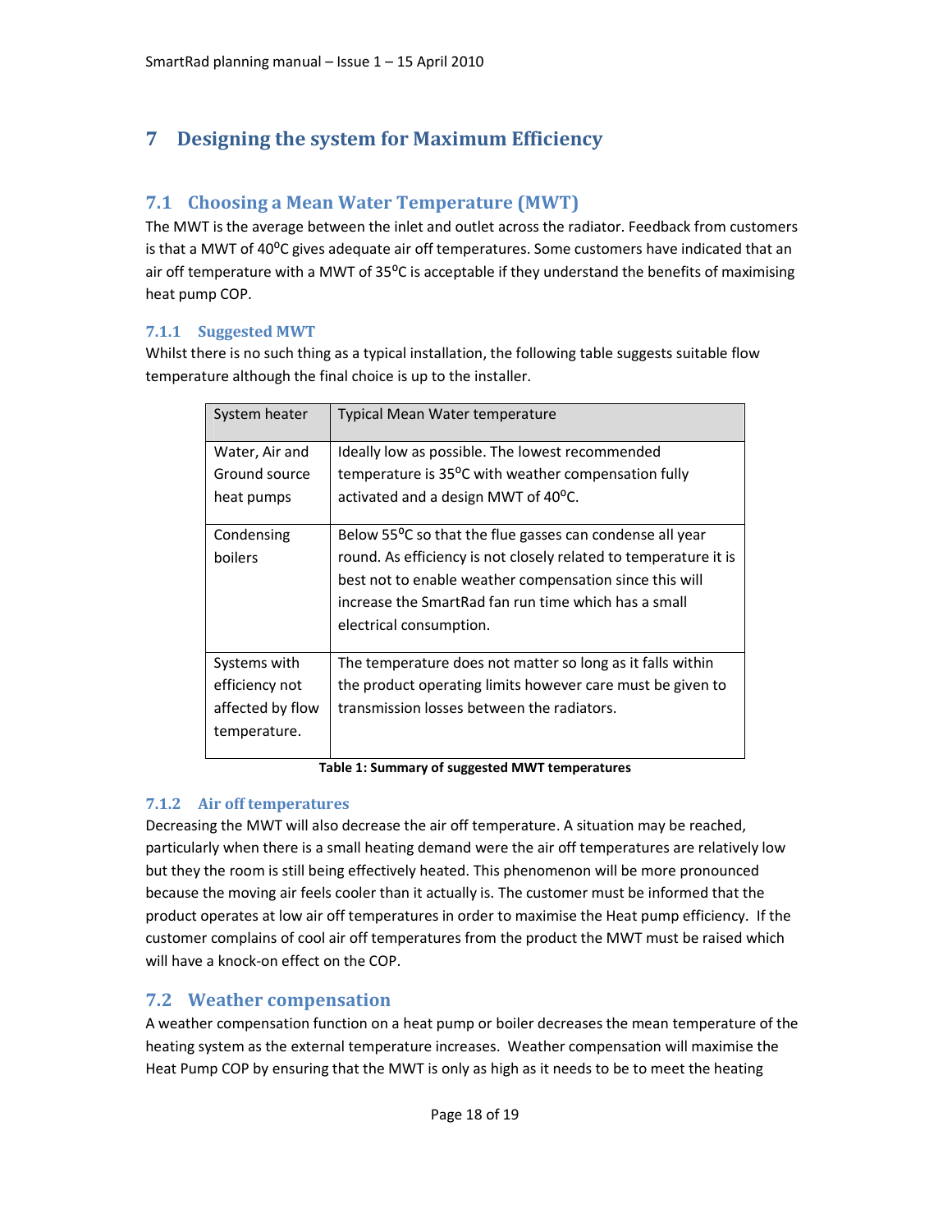# 7 Designing the system for Maximum Efficiency

## 7.1 Choosing a Mean Water Temperature (MWT)

The MWT is the average between the inlet and outlet across the radiator. Feedback from customers is that a MWT of 40$^{o}$C gives adequate air off temperatures. Some customers have indicated that an air off temperature with a MWT of 35$^{o}$C is acceptable if they understand the benefits of maximising heat pump COP.

### 7.1.1 Suggested MWT

Whilst there is no such thing as a typical installation, the following table suggests suitable flow temperature although the final choice is up to the installer.

| System heater | Typical Mean Water temperature |
|---|---|
| Water, Air and Ground source heat pumps | Ideally low as possible. The lowest recommended temperature is 35$^{o}$C with weather compensation fully activated and a design MWT of 40$^{o}$C. |
| Condensing boilers | Below 55$^{o}$C so that the flue gasses can condense all year round. As efficiency is not closely related to temperature it is best not to enable weather compensation since this will increase the SmartRad fan run time which has a small electrical consumption. |
| Systems with efficiency not affected by flow temperature. | The temperature does not matter so long as it falls within the product operating limits however care must be given to transmission losses between the radiators. |

**Table 1: Summary of suggested MWT temperatures**

### 7.1.2 Air off temperatures

Decreasing the MWT will also decrease the air off temperature. A situation may be reached, particularly when there is a small heating demand were the air off temperatures are relatively low but they the room is still being effectively heated. This phenomenon will be more pronounced because the moving air feels cooler than it actually is. The customer must be informed that the product operates at low air off temperatures in order to maximise the Heat pump efficiency. If the customer complains of cool air off temperatures from the product the MWT must be raised which will have a knock-on effect on the COP.

## 7.2 Weather compensation

A weather compensation function on a heat pump or boiler decreases the mean temperature of the heating system as the external temperature increases. Weather compensation will maximise the Heat Pump COP by ensuring that the MWT is only as high as it needs to be to meet the heating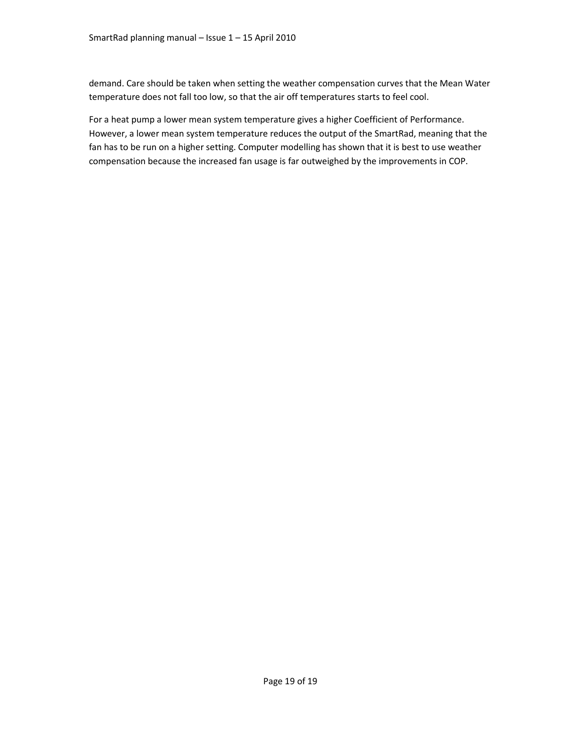demand. Care should be taken when setting the weather compensation curves that the Mean Water temperature does not fall too low, so that the air off temperatures starts to feel cool.

For a heat pump a lower mean system temperature gives a higher Coefficient of Performance. However, a lower mean system temperature reduces the output of the SmartRad, meaning that the fan has to be run on a higher setting. Computer modelling has shown that it is best to use weather compensation because the increased fan usage is far outweighed by the improvements in COP.